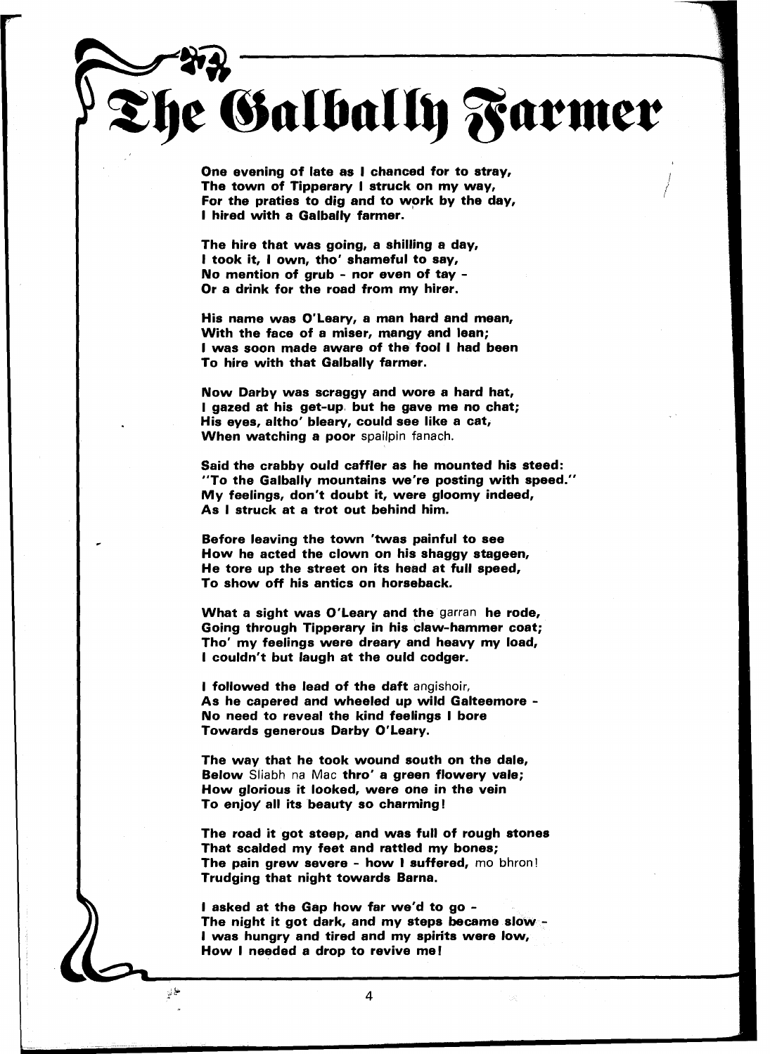# The Galbally Farmer

**One evening of late as I chanced for to stray,**
**The town of Tipperary I struck on my way,**
**For the praties to dig and to work by the day,**
**I hired with a Galbally farmer.**

**The hire that was going, a shilling a day,**
**I took it, I own, tho' shameful to say,**
**No mention of grub - nor even of tay -**
**Or a drink for the road from my hirer.**

**His name was O'Leary, a man hard and mean,**
**With the face of a miser, mangy and lean;**
**I was soon made aware of the fool I had been**
**To hire with that Galbally farmer.**

**Now Darby was scraggy and wore a hard hat,**
**I gazed at his get-up but he gave me no chat;**
**His eyes, altho' bleary, could see like a cat,**
**When watching a poor** spailpin fanach.

**Said the crabby ould caffler as he mounted his steed:**
**"To the Galbally mountains we're posting with speed."**
**My feelings, don't doubt it, were gloomy indeed,**
**As I struck at a trot out behind him.**

**Before leaving the town 'twas painful to see**
**How he acted the clown on his shaggy stageen,**
**He tore up the street on its head at full speed,**
**To show off his antics on horseback.**

**What a sight was O'Leary and the** garran **he rode,**
**Going through Tipperary in his claw-hammer coat;**
**Tho' my feelings were dreary and heavy my load,**
**I couldn't but laugh at the ould codger.**

**I followed the lead of the daft** angishoir,
**As he capered and wheeled up wild Galteemore -**
**No need to reveal the kind feelings I bore**
**Towards generous Darby O'Leary.**

**The way that he took wound south on the dale,**
**Below** Sliabh na Mac **thro' a green flowery vale;**
**How glorious it looked, were one in the vein**
**To enjoy all its beauty so charming!**

**The road it got steep, and was full of rough stones**
**That scalded my feet and rattled my bones;**
**The pain grew severe - how I suffered,** mo bhron!
**Trudging that night towards Barna.**

**I asked at the Gap how far we'd to go -**
**The night it got dark, and my steps became slow -**
**I was hungry and tired and my spirits were low,**
**How I needed a drop to revive me!**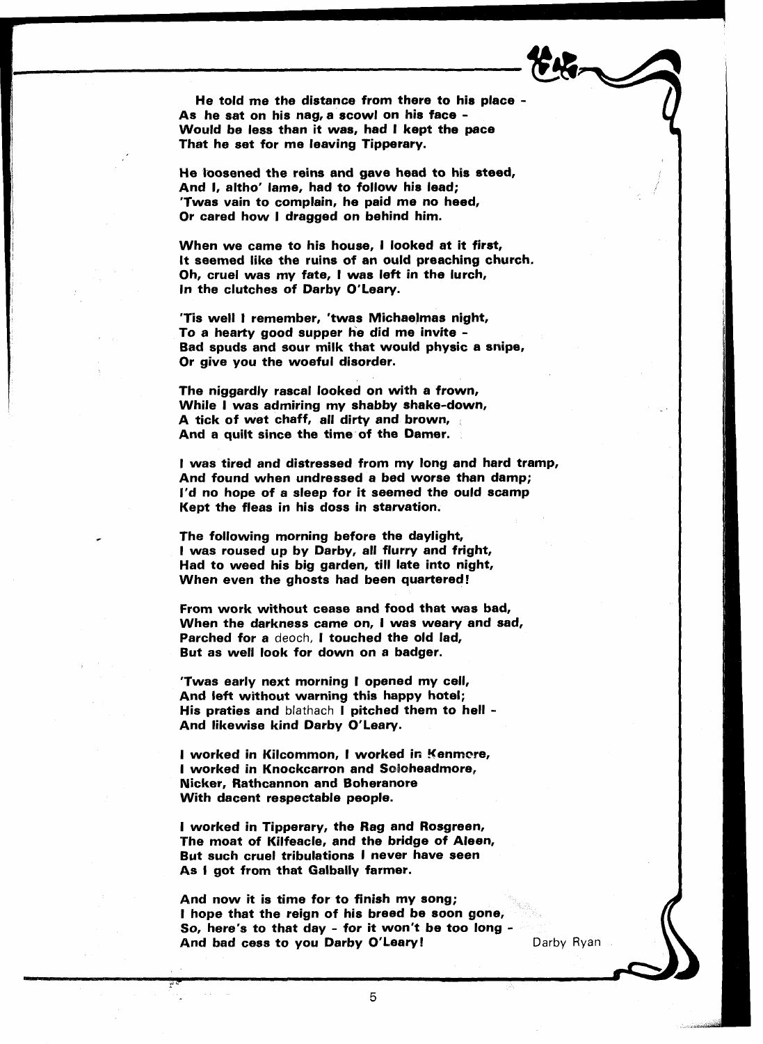He told me the distance from there to his place -
As he sat on his nag, a scowl on his face -
Would be less than it was, had I kept the pace
That he set for me leaving Tipperary.

He loosened the reins and gave head to his steed,
And I, altho' lame, had to follow his lead;
'Twas vain to complain, he paid me no heed,
Or cared how I dragged on behind him.

When we came to his house, I looked at it first,
It seemed like the ruins of an ould preaching church.
Oh, cruel was my fate, I was left in the lurch,
In the clutches of Darby O'Leary.

'Tis well I remember, 'twas Michaelmas night,
To a hearty good supper he did me invite -
Bad spuds and sour milk that would physic a snipe,
Or give you the woeful disorder.

The niggardly rascal looked on with a frown,
While I was admiring my shabby shake-down,
A tick of wet chaff, all dirty and brown,
And a quilt since the time of the Damer.

I was tired and distressed from my long and hard tramp,
And found when undressed a bed worse than damp;
I'd no hope of a sleep for it seemed the ould scamp
Kept the fleas in his doss in starvation.

The following morning before the daylight,
I was roused up by Darby, all flurry and fright,
Had to weed his big garden, till late into night,
When even the ghosts had been quartered!

From work without cease and food that was bad,
When the darkness came on, I was weary and sad,
Parched for a deoch, I touched the old lad,
But as well look for down on a badger.

'Twas early next morning I opened my cell,
And left without warning this happy hotel;
His praties and blathach I pitched them to hell -
And likewise kind Darby O'Leary.

I worked in Kilcommon, I worked in Kenmore,
I worked in Knockcarron and Soloheadmore,
Nicker, Rathcannon and Boheranore
With dacent respectable people.

I worked in Tipperary, the Rag and Rosgreen,
The moat of Kilfeacle, and the bridge of Aleen,
But such cruel tribulations I never have seen
As I got from that Galbally farmer.

And now it is time for to finish my song;
I hope that the reign of his breed be soon gone,
So, here's to that day - for it won't be too long -
And bad cess to you Darby O'Leary!

Darby Ryan